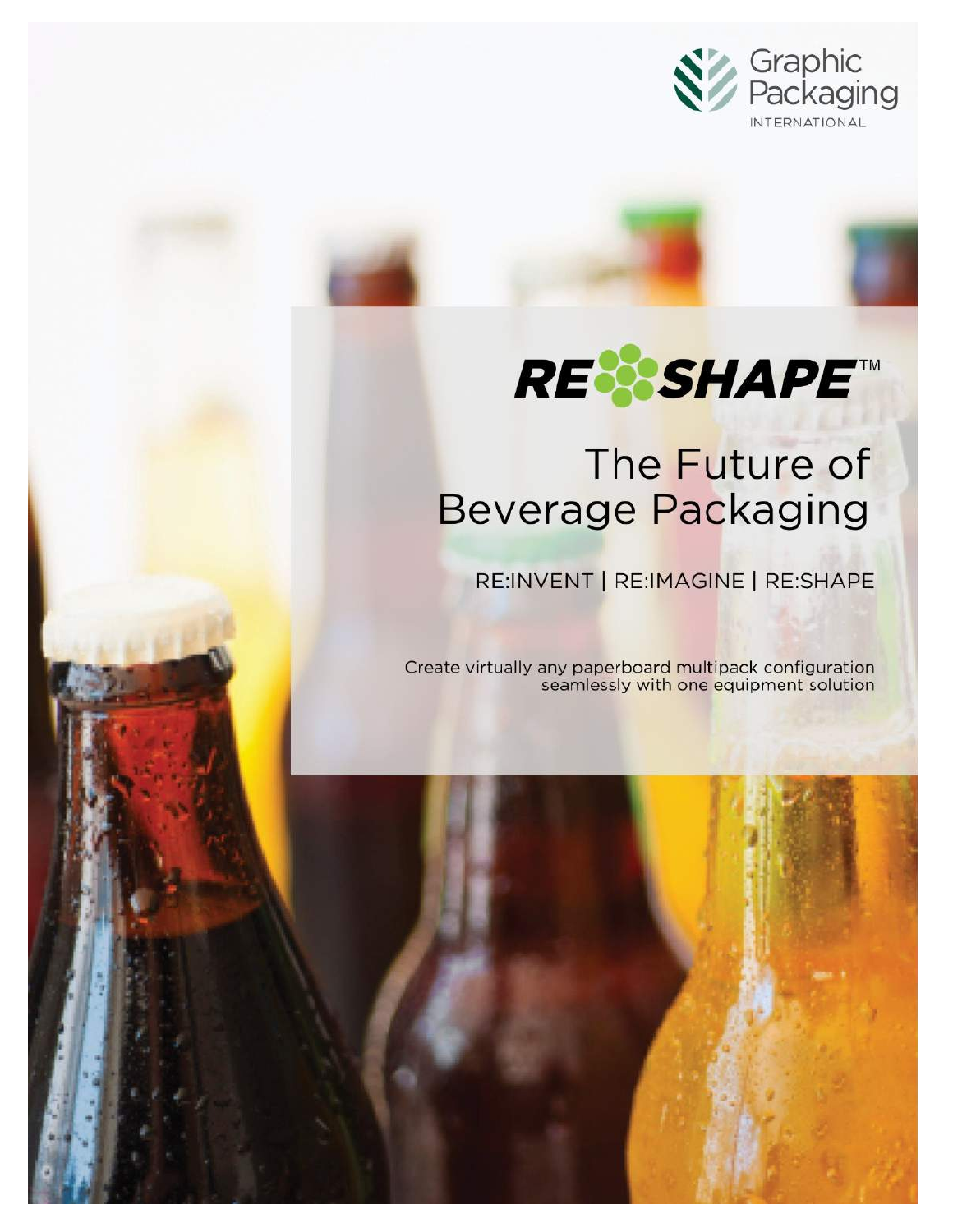Graphic Packaging INTERNATIONAL

# RE:SHAPE™

## The Future of Beverage Packaging

RE:INVENT | RE:IMAGINE | RE:SHAPE

Create virtually any paperboard multipack configuration seamlessly with one equipment solution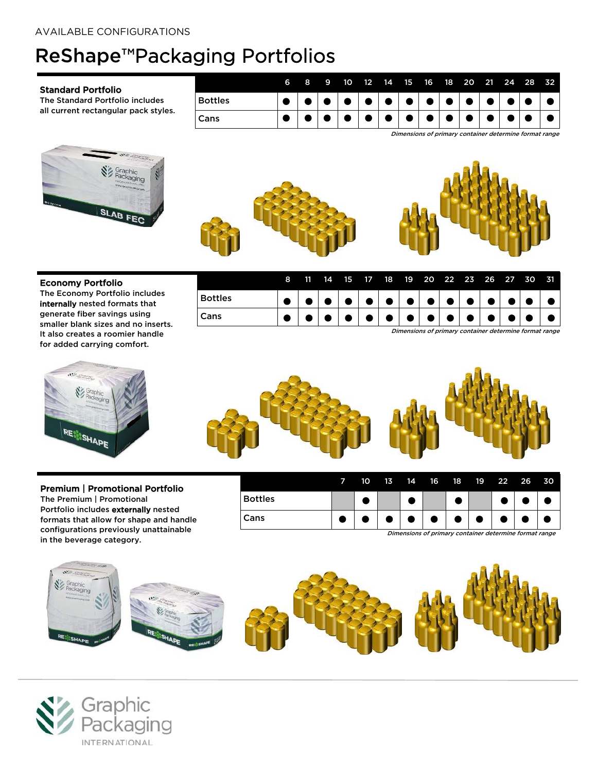AVAILABLE CONFIGURATIONS

# ReShape™ Packaging Portfolios

### Standard Portfolio

The Standard Portfolio includes all current rectangular pack styles.

| | 6 | 8 | 9 | 10 | 12 | 14 | 15 | 16 | 18 | 20 | 21 | 24 | 28 | 32 |
|---|---|---|---|---|---|---|---|---|---|---|---|---|---|---|
| Bottles | ● | ● | ● | ● | ● | ● | ● | ● | ● | ● | ● | ● | ● | ● |
| Cans | ● | ● | ● | ● | ● | ● | ● | ● | ● | ● | ● | ● | ● | ● |

*Dimensions of primary container determine format range*

### Economy Portfolio

The Economy Portfolio includes **internally** nested formats that generate fiber savings using smaller blank sizes and no inserts. It also creates a roomier handle for added carrying comfort.

| | 8 | 11 | 14 | 15 | 17 | 18 | 19 | 20 | 22 | 23 | 26 | 27 | 30 | 31 |
|---|---|---|---|---|---|---|---|---|---|---|---|---|---|---|
| Bottles | ● | ● | ● | ● | ● | ● | ● | ● | ● | ● | ● | ● | ● | ● |
| Cans | ● | ● | ● | ● | ● | ● | ● | ● | ● | ● | ● | ● | ● | ● |

*Dimensions of primary container determine format range*

### Premium | Promotional Portfolio

The Premium | Promotional Portfolio includes **externally** nested formats that allow for shape and handle configurations previously unattainable in the beverage category.

| | 7 | 10 | 13 | 14 | 16 | 18 | 19 | 22 | 26 | 30 |
|---|---|---|---|---|---|---|---|---|---|---|
| Bottles | | ● | | ● | | ● | | ● | ● | ● |
| Cans | ● | ● | ● | ● | ● | ● | ● | ● | ● | ● |

*Dimensions of primary container determine format range*

Graphic Packaging INTERNATIONAL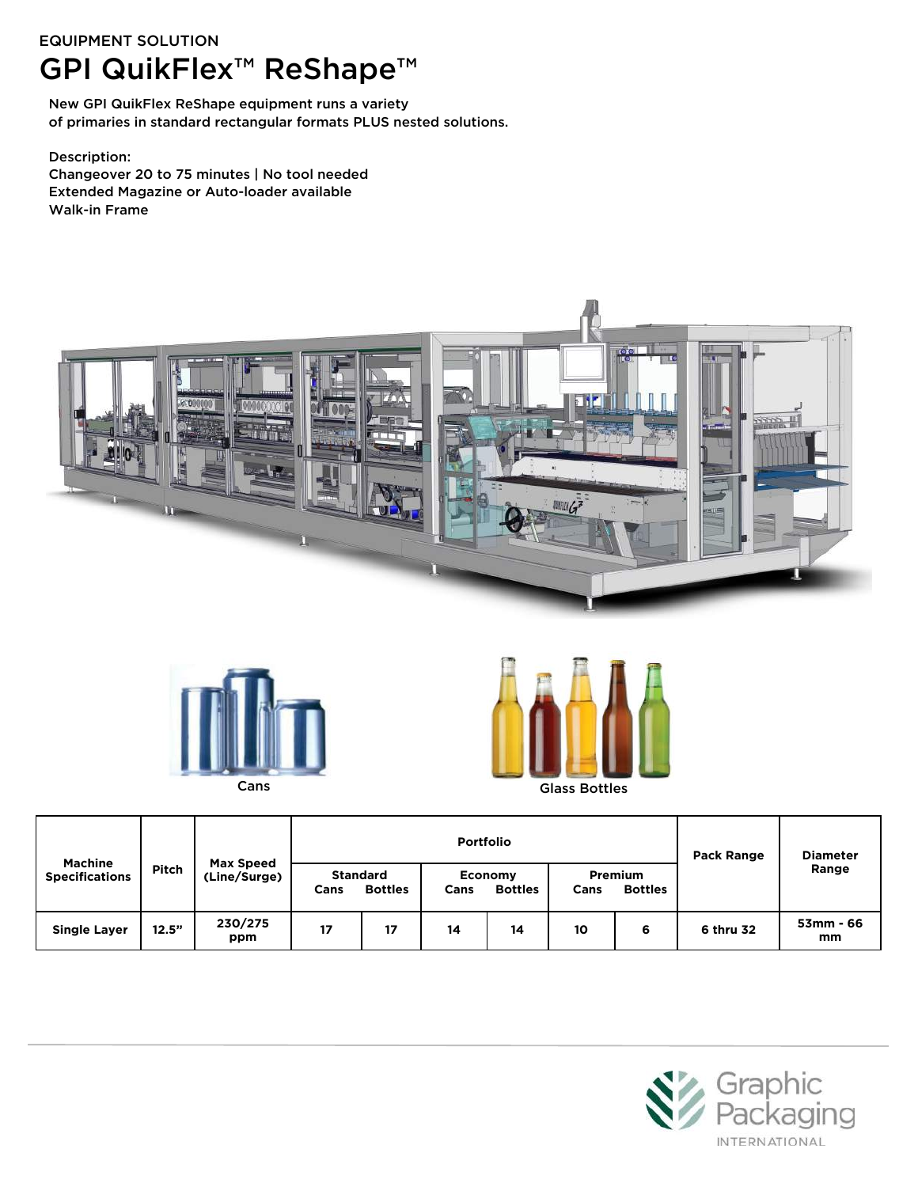EQUIPMENT SOLUTION

# GPI QuikFlex™ ReShape™

New GPI QuikFlex ReShape equipment runs a variety of primaries in standard rectangular formats PLUS nested solutions.

Description:
Changeover 20 to 75 minutes | No tool needed
Extended Magazine or Auto-loader available
Walk-in Frame

Cans

Glass Bottles

| Machine Specifications | Pitch | Max Speed (Line/Surge) | Portfolio | | | | | | Pack Range | Diameter Range |
|---|---|---|---|---|---|---|---|---|---|---|
| | | | Standard | | Economy | | Premium | | | |
| | | | Cans | Bottles | Cans | Bottles | Cans | Bottles | | |
| Single Layer | 12.5" | 230/275 ppm | 17 | 17 | 14 | 14 | 10 | 6 | 6 thru 32 | 53mm - 66 mm |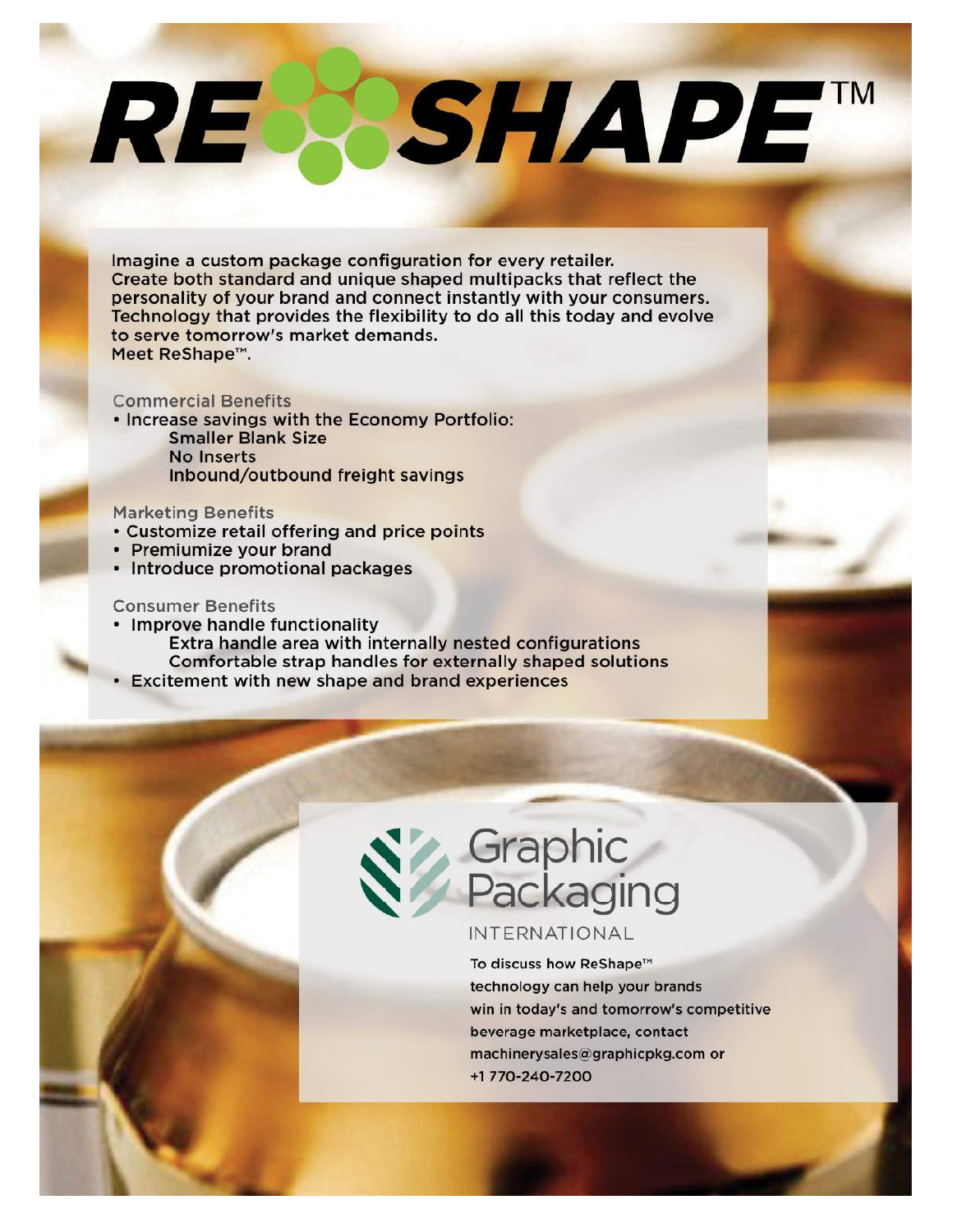# RESHAPE™

Imagine a custom package configuration for every retailer.
Create both standard and unique shaped multipacks that reflect the personality of your brand and connect instantly with your consumers.
Technology that provides the flexibility to do all this today and evolve to serve tomorrow's market demands.
Meet ReShape™.

### Commercial Benefits

- Increase savings with the Economy Portfolio:
  - Smaller Blank Size
  - No Inserts
  - Inbound/outbound freight savings

### Marketing Benefits

- Customize retail offering and price points
- Premiumize your brand
- Introduce promotional packages

### Consumer Benefits

- Improve handle functionality
  - Extra handle area with internally nested configurations
  - Comfortable strap handles for externally shaped solutions
- Excitement with new shape and brand experiences

Graphic Packaging INTERNATIONAL

To discuss how ReShape™ technology can help your brands win in today's and tomorrow's competitive beverage marketplace, contact machinerysales@graphicpkg.com or +1 770-240-7200